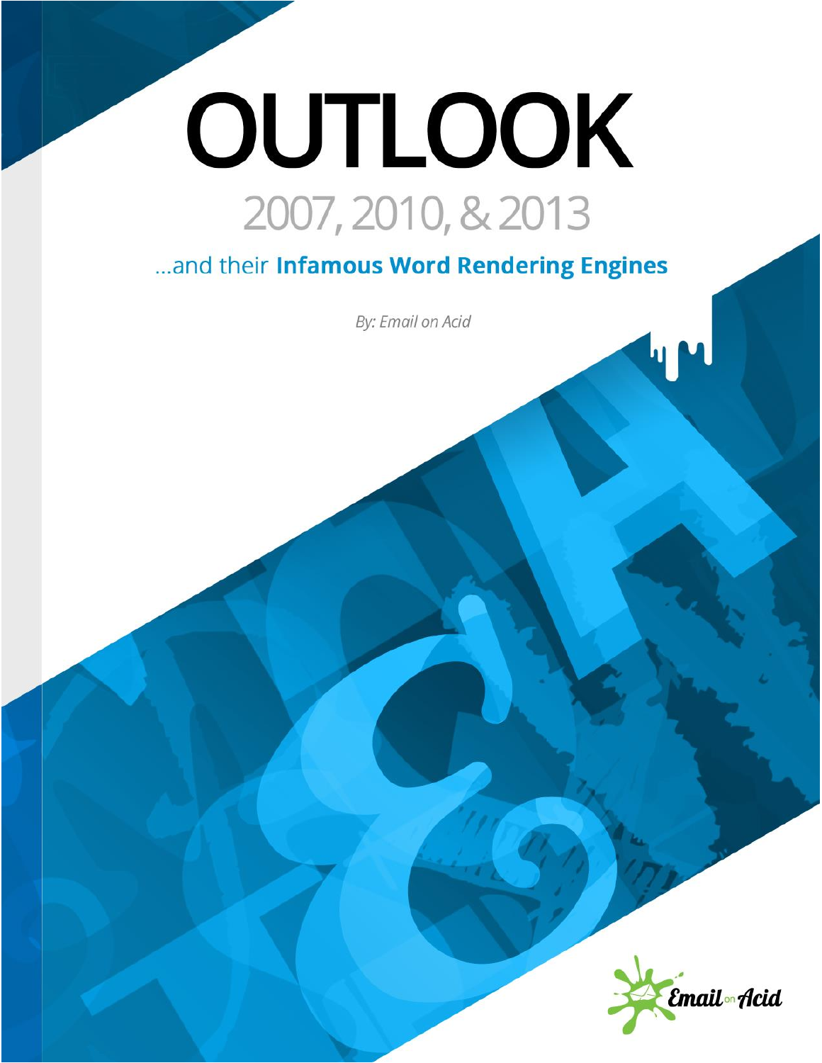# OUTLOOK

## 2007, 2010, & 2013

...and their **Infamous Word Rendering Engines**

*By: Email on Acid*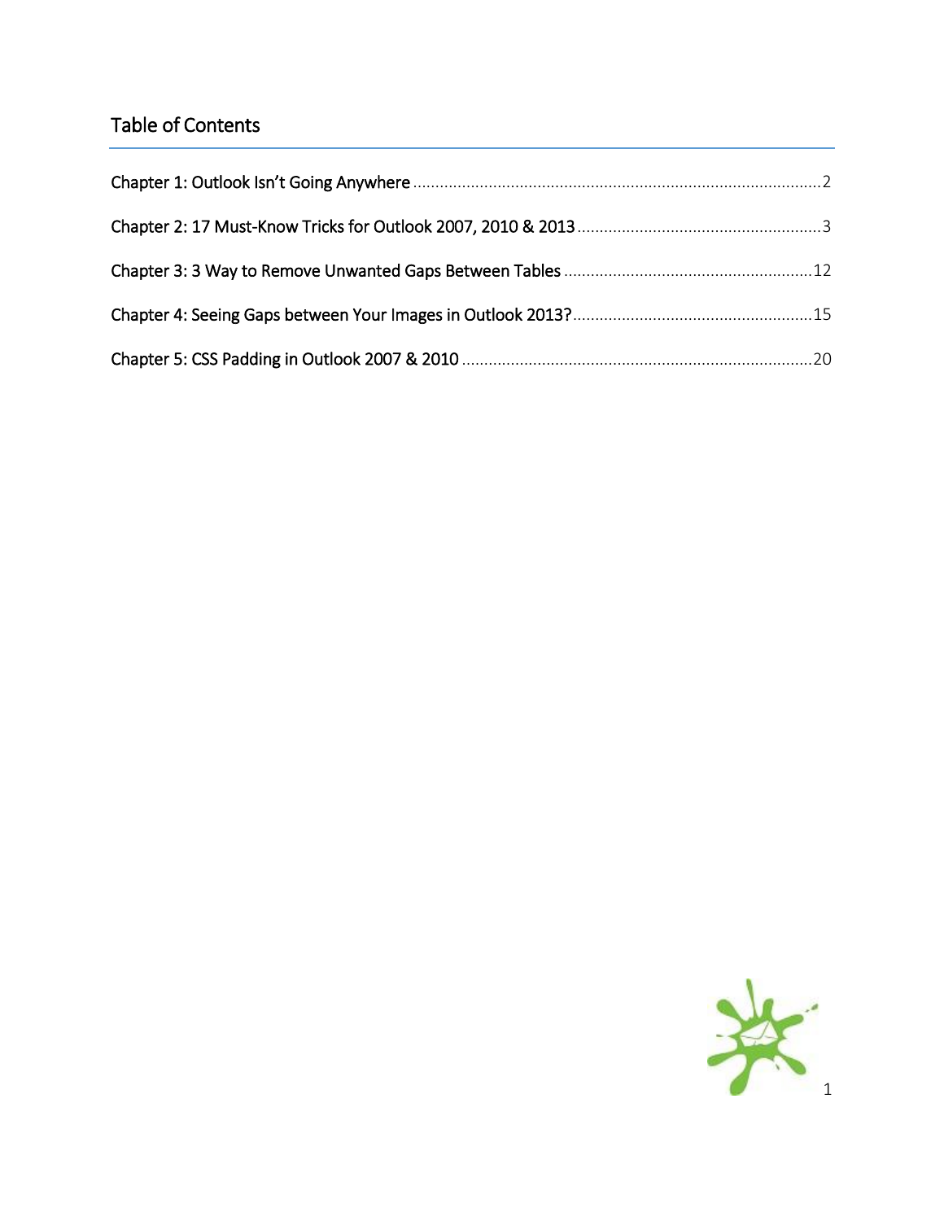# Table of Contents

Chapter 1: Outlook Isn't Going Anywhere ........................................ 2

Chapter 2: 17 Must-Know Tricks for Outlook 2007, 2010 & 2013 ........................................ 3

Chapter 3: 3 Way to Remove Unwanted Gaps Between Tables ........................................ 12

Chapter 4: Seeing Gaps between Your Images in Outlook 2013? ........................................ 15

Chapter 5: CSS Padding in Outlook 2007 & 2010 ........................................ 20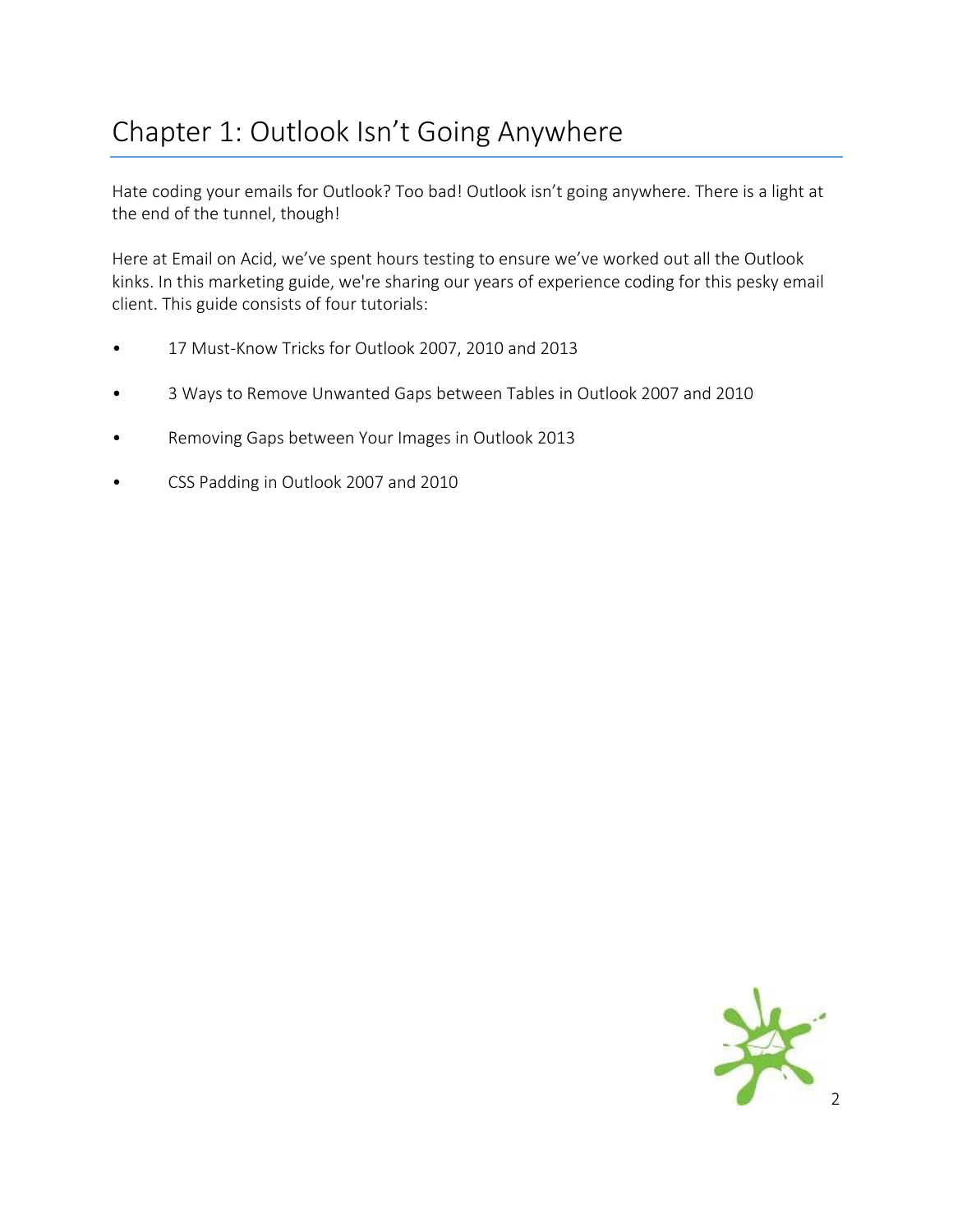# Chapter 1: Outlook Isn't Going Anywhere

Hate coding your emails for Outlook? Too bad! Outlook isn't going anywhere. There is a light at the end of the tunnel, though!

Here at Email on Acid, we've spent hours testing to ensure we've worked out all the Outlook kinks. In this marketing guide, we're sharing our years of experience coding for this pesky email client. This guide consists of four tutorials:

- 17 Must-Know Tricks for Outlook 2007, 2010 and 2013
- 3 Ways to Remove Unwanted Gaps between Tables in Outlook 2007 and 2010
- Removing Gaps between Your Images in Outlook 2013
- CSS Padding in Outlook 2007 and 2010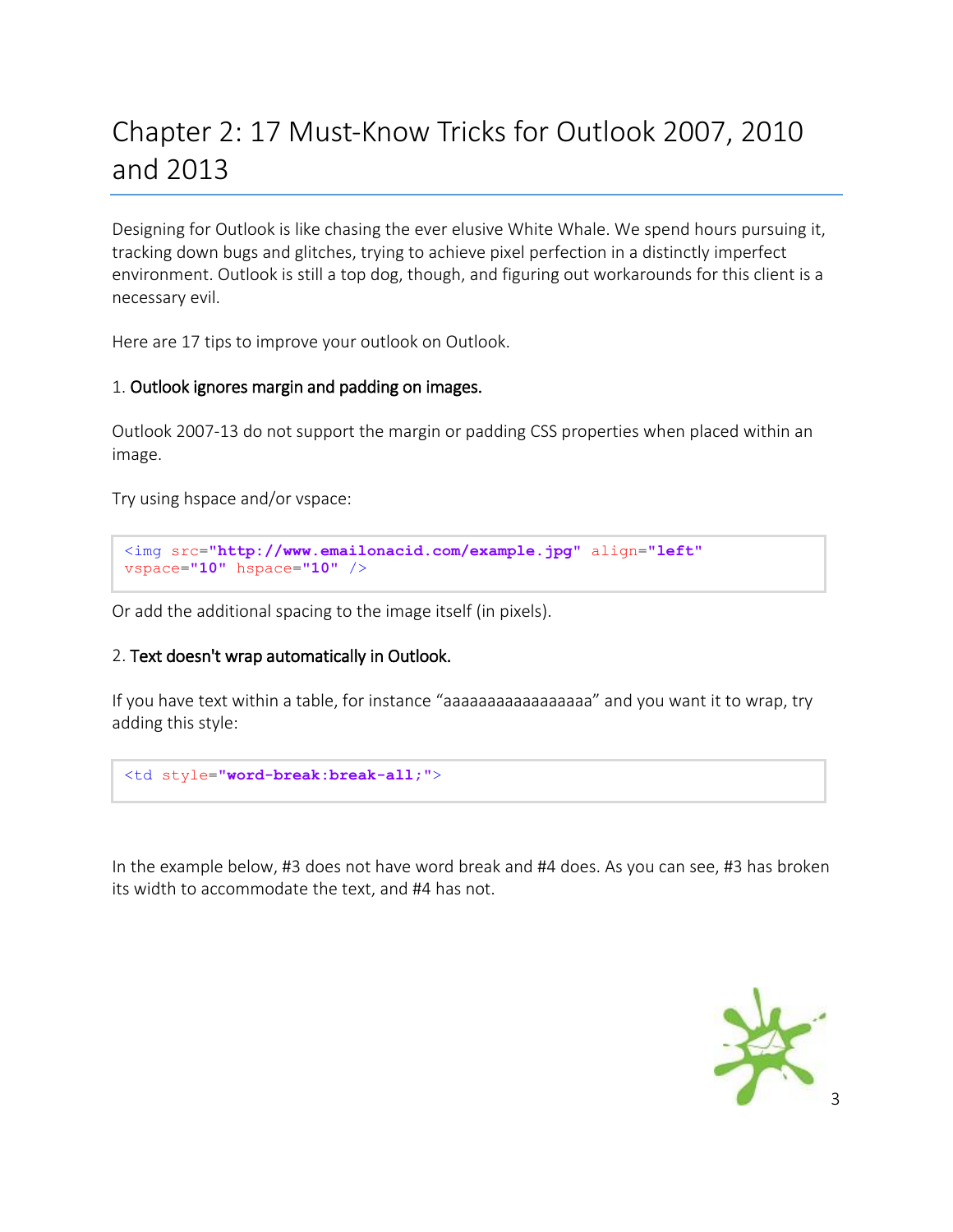# Chapter 2: 17 Must-Know Tricks for Outlook 2007, 2010 and 2013

Designing for Outlook is like chasing the ever elusive White Whale. We spend hours pursuing it, tracking down bugs and glitches, trying to achieve pixel perfection in a distinctly imperfect environment. Outlook is still a top dog, though, and figuring out workarounds for this client is a necessary evil.

Here are 17 tips to improve your outlook on Outlook.

1. Outlook ignores margin and padding on images.

Outlook 2007-13 do not support the margin or padding CSS properties when placed within an image.

Try using hspace and/or vspace:

```
<img src="http://www.emailonacid.com/example.jpg" align="left"
vspace="10" hspace="10" />
```

Or add the additional spacing to the image itself (in pixels).

2. Text doesn't wrap automatically in Outlook.

If you have text within a table, for instance "aaaaaaaaaaaaaaaa" and you want it to wrap, try adding this style:

```
<td style="word-break:break-all;">
```

In the example below, #3 does not have word break and #4 does. As you can see, #3 has broken its width to accommodate the text, and #4 has not.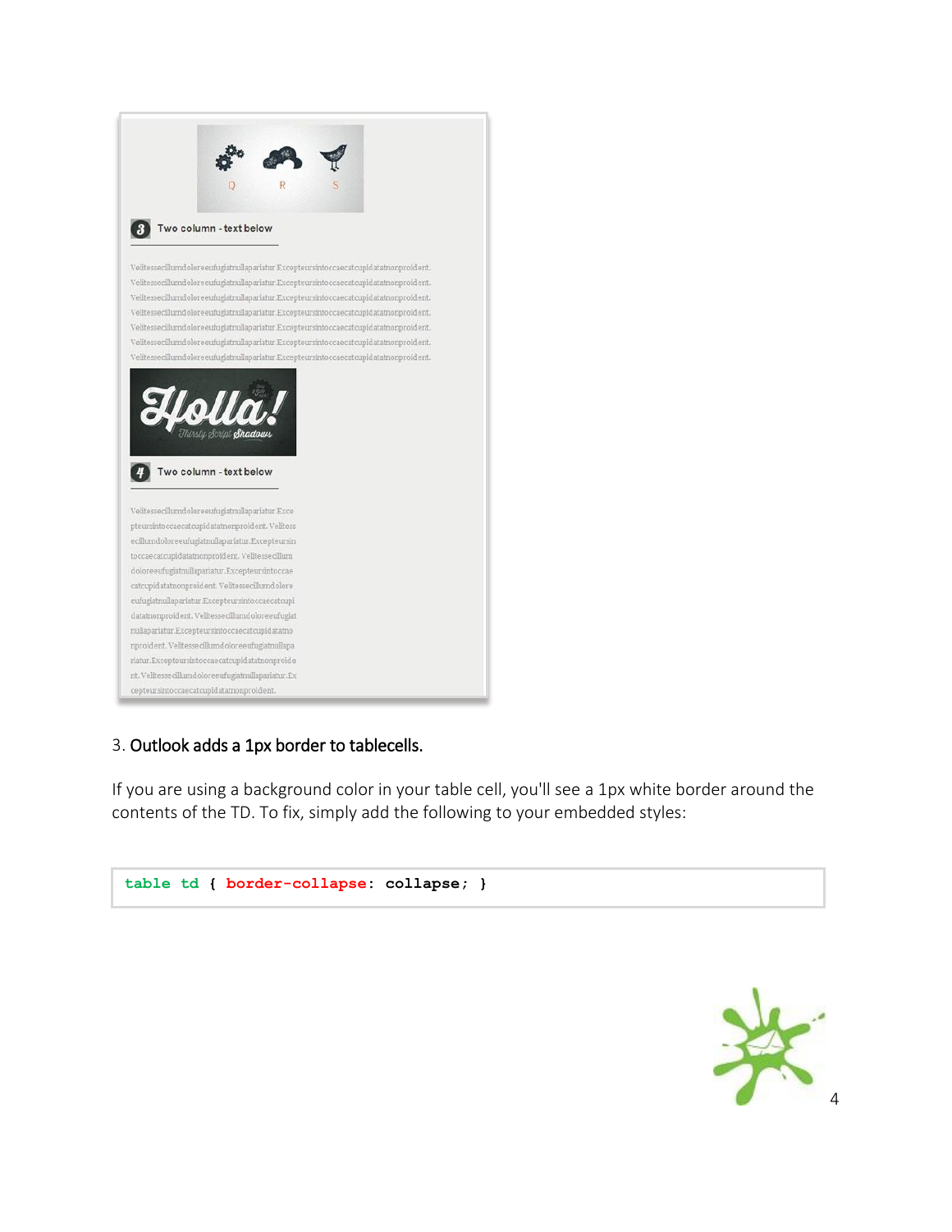3. Outlook adds a 1px border to tablecells.

If you are using a background color in your table cell, you'll see a 1px white border around the contents of the TD. To fix, simply add the following to your embedded styles:

```
table td { border-collapse: collapse; }
```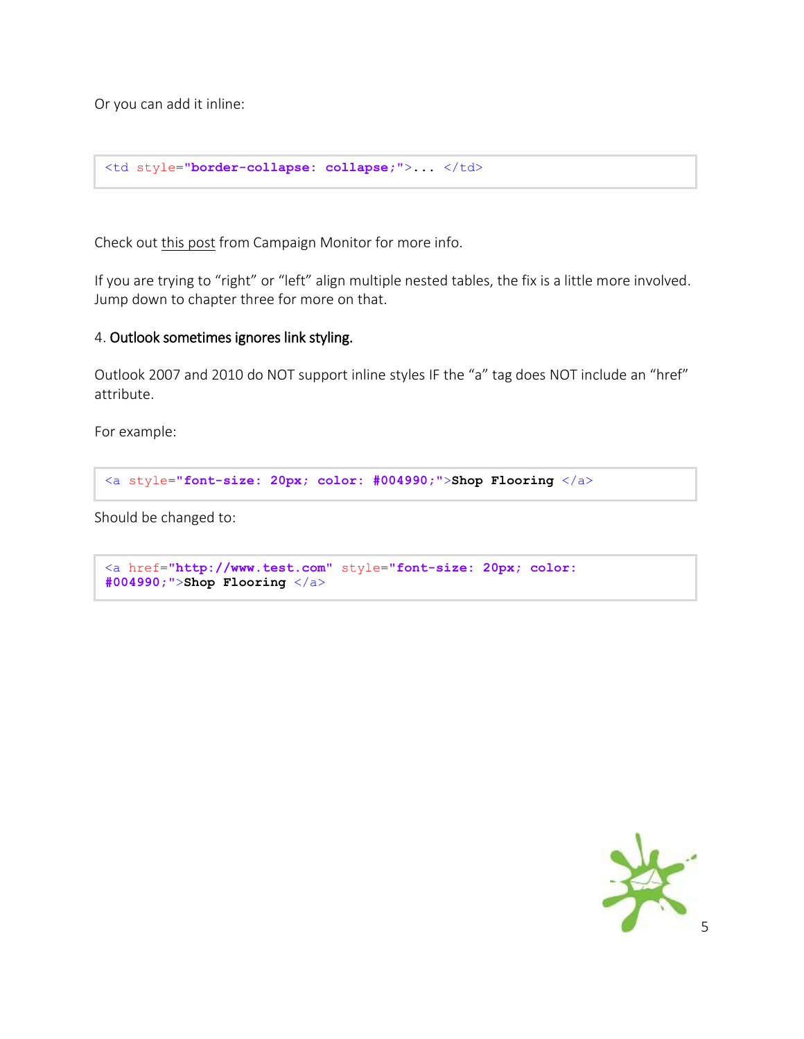Or you can add it inline:

```
<td style="border-collapse: collapse;">... </td>
```

Check out this post from Campaign Monitor for more info.

If you are trying to “right” or “left” align multiple nested tables, the fix is a little more involved. Jump down to chapter three for more on that.

4. **Outlook sometimes ignores link styling.**

Outlook 2007 and 2010 do NOT support inline styles IF the “a” tag does NOT include an “href” attribute.

For example:

```
<a style="font-size: 20px; color: #004990;">Shop Flooring </a>
```

Should be changed to:

```
<a href="http://www.test.com" style="font-size: 20px; color:
#004990;">Shop Flooring </a>
```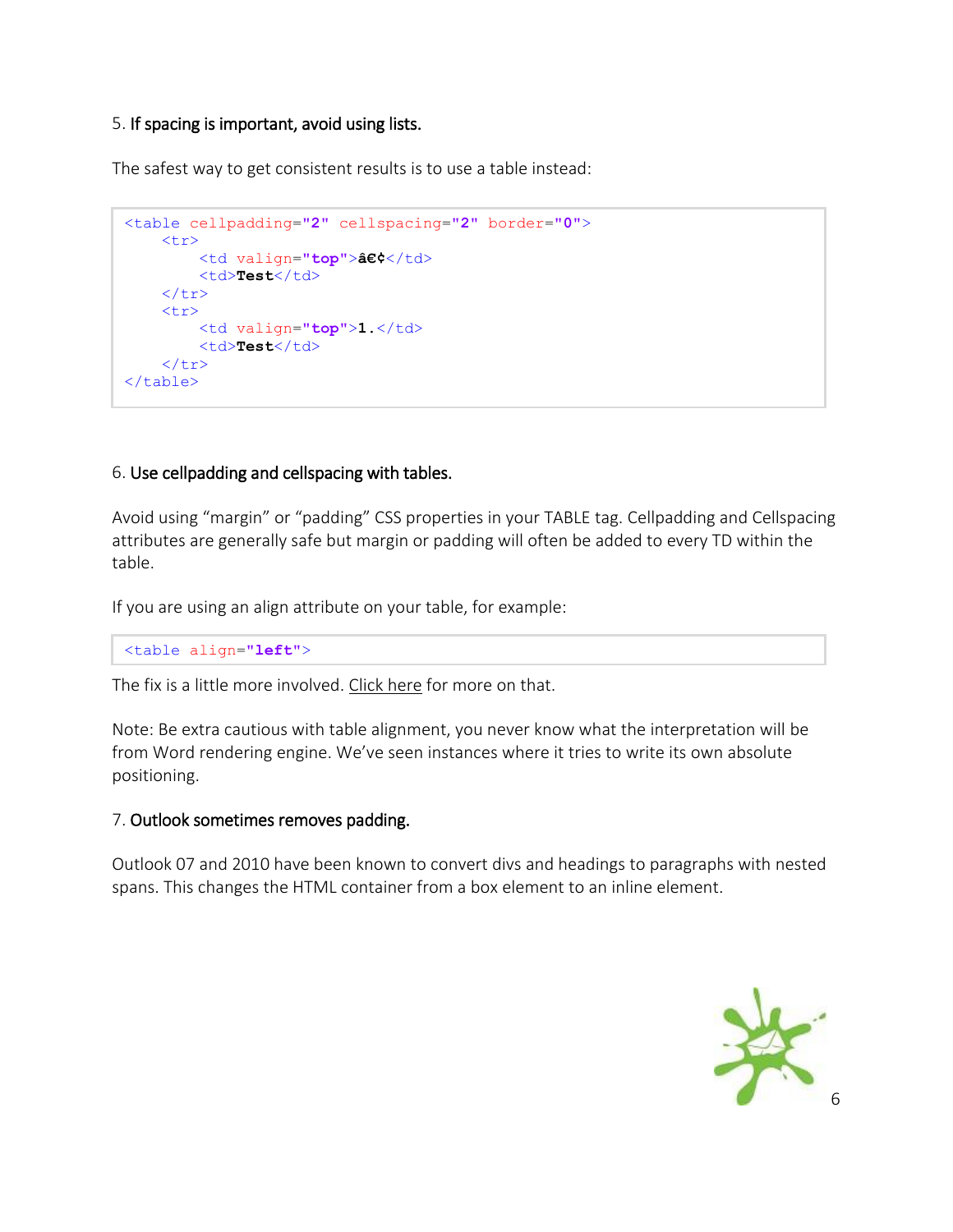5. **If spacing is important, avoid using lists.**

The safest way to get consistent results is to use a table instead:

```
<table cellpadding="2" cellspacing="2" border="0">
    <tr>
        <td valign="top">â€¢</td>
        <td>Test</td>
    </tr>
    <tr>
        <td valign="top">1.</td>
        <td>Test</td>
    </tr>
</table>
```

6. **Use cellpadding and cellspacing with tables.**

Avoid using "margin" or "padding" CSS properties in your TABLE tag. Cellpadding and Cellspacing attributes are generally safe but margin or padding will often be added to every TD within the table.

If you are using an align attribute on your table, for example:

```
<table align="left">
```

The fix is a little more involved. Click here for more on that.

Note: Be extra cautious with table alignment, you never know what the interpretation will be from Word rendering engine. We've seen instances where it tries to write its own absolute positioning.

7. **Outlook sometimes removes padding.**

Outlook 07 and 2010 have been known to convert divs and headings to paragraphs with nested spans. This changes the HTML container from a box element to an inline element.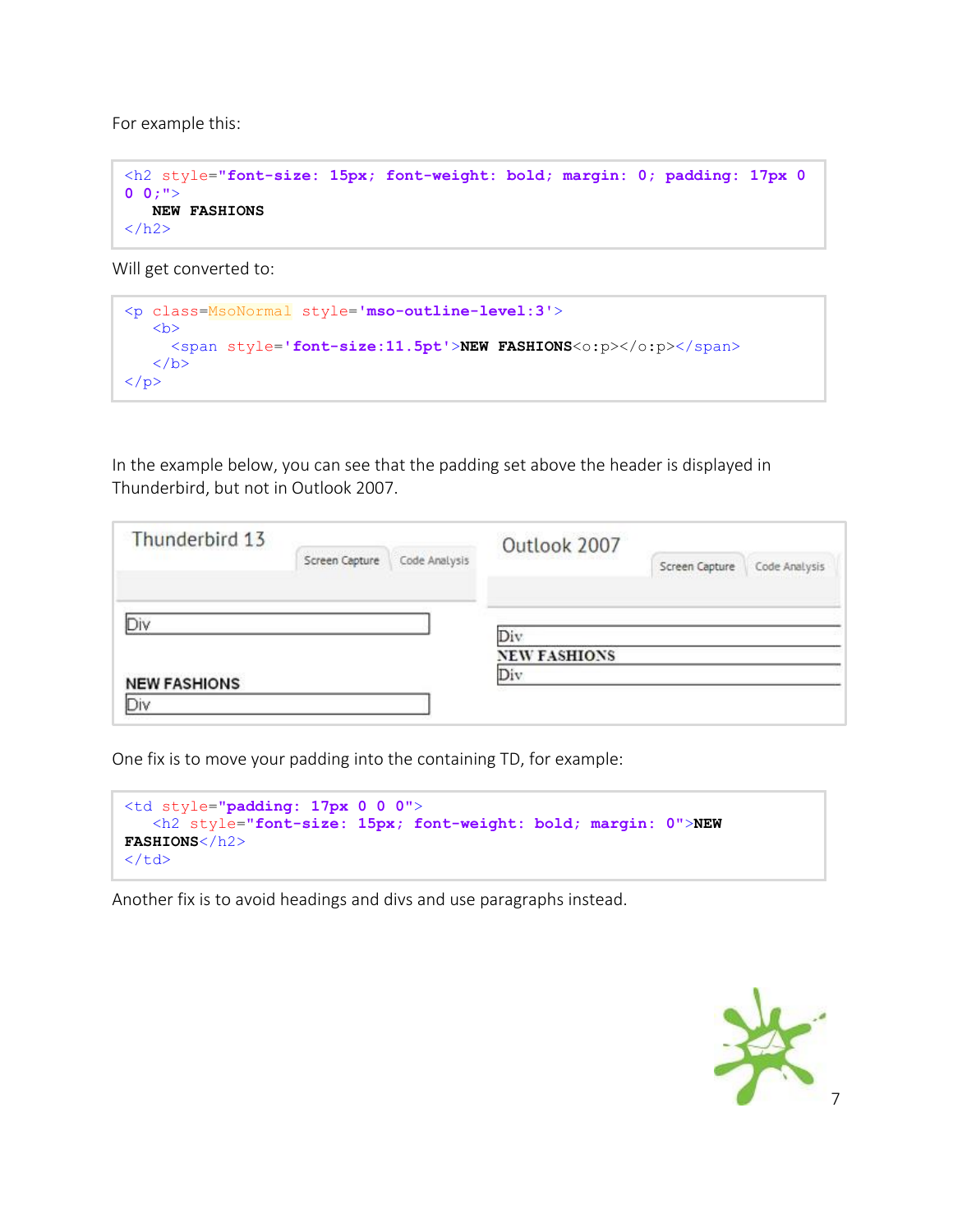For example this:

```
<h2 style="font-size: 15px; font-weight: bold; margin: 0; padding: 17px 0
0 0;">
    NEW FASHIONS
</h2>
```

Will get converted to:

```
<p class=MsoNormal style='mso-outline-level:3'>
    <b>
      <span style='font-size:11.5pt'>NEW FASHIONS<o:p></o:p></span>
    </b>
</p>
```

In the example below, you can see that the padding set above the header is displayed in Thunderbird, but not in Outlook 2007.

One fix is to move your padding into the containing TD, for example:

```
<td style="padding: 17px 0 0 0">
    <h2 style="font-size: 15px; font-weight: bold; margin: 0">NEW
FASHIONS</h2>
</td>
```

Another fix is to avoid headings and divs and use paragraphs instead.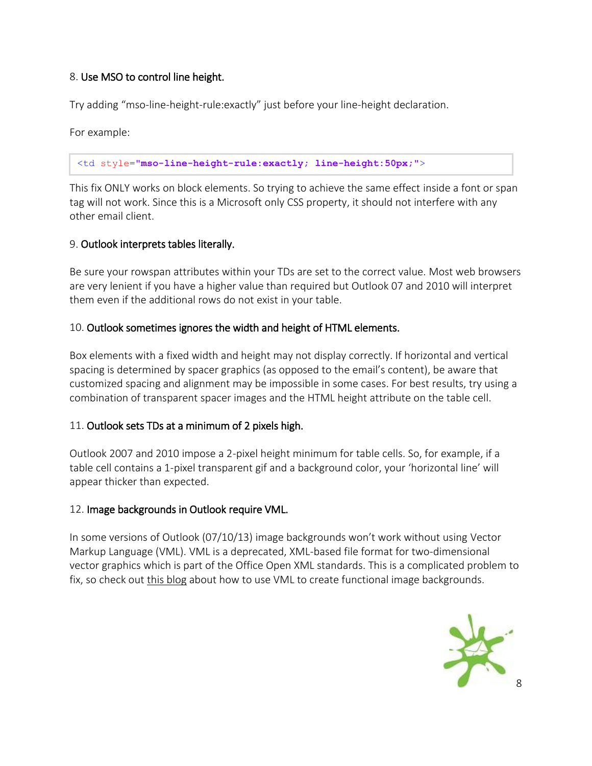8. **Use MSO to control line height.**

Try adding “mso-line-height-rule:exactly” just before your line-height declaration.

For example:

```
<td style="mso-line-height-rule:exactly; line-height:50px;">
```

This fix ONLY works on block elements. So trying to achieve the same effect inside a font or span tag will not work. Since this is a Microsoft only CSS property, it should not interfere with any other email client.

9. **Outlook interprets tables literally.**

Be sure your rowspan attributes within your TDs are set to the correct value. Most web browsers are very lenient if you have a higher value than required but Outlook 07 and 2010 will interpret them even if the additional rows do not exist in your table.

10. **Outlook sometimes ignores the width and height of HTML elements.**

Box elements with a fixed width and height may not display correctly. If horizontal and vertical spacing is determined by spacer graphics (as opposed to the email’s content), be aware that customized spacing and alignment may be impossible in some cases. For best results, try using a combination of transparent spacer images and the HTML height attribute on the table cell.

11. **Outlook sets TDs at a minimum of 2 pixels high.**

Outlook 2007 and 2010 impose a 2-pixel height minimum for table cells. So, for example, if a table cell contains a 1-pixel transparent gif and a background color, your ‘horizontal line’ will appear thicker than expected.

12. **Image backgrounds in Outlook require VML.**

In some versions of Outlook (07/10/13) image backgrounds won’t work without using Vector Markup Language (VML). VML is a deprecated, XML-based file format for two-dimensional vector graphics which is part of the Office Open XML standards. This is a complicated problem to fix, so check out this blog about how to use VML to create functional image backgrounds.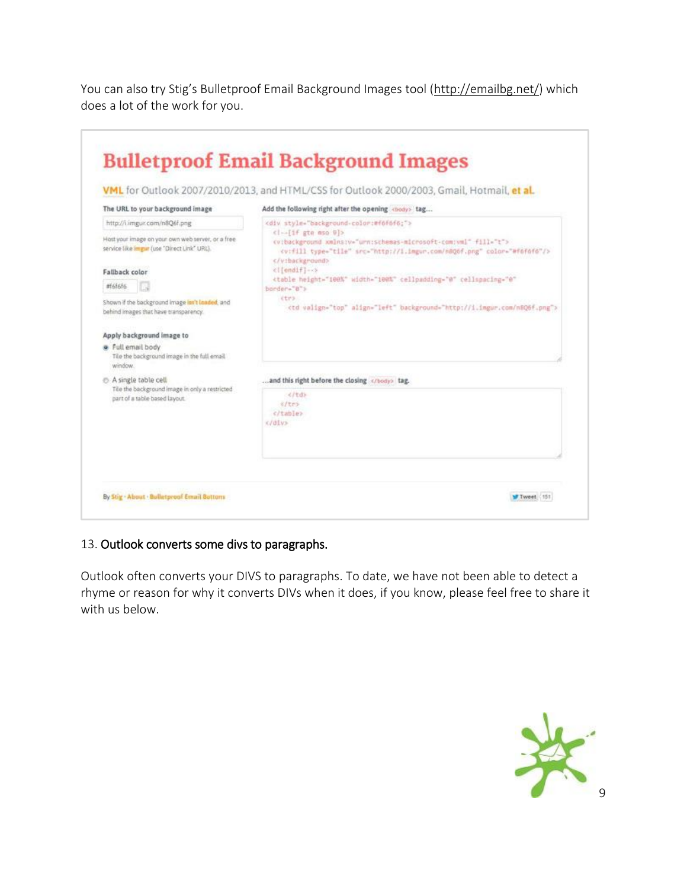You can also try Stig's Bulletproof Email Background Images tool (http://emailbg.net/) which does a lot of the work for you.

# Bulletproof Email Background Images

**VML** for Outlook 2007/2010/2013, and HTML/CSS for Outlook 2000/2003, Gmail, Hotmail, **et al.**

**The URL to your background image**

http://i.imgur.com/n8Q6f.png

Host your image on your own web server, or a free service like imgur (use "Direct Link" URL).

**Fallback color**

#f6f6f6

Shown if the background image isn't loaded, and behind images that have transparency.

**Apply background image to**

- Full email body
  Tile the background image in the full email window.
- A single table cell
  Tile the background image in only a restricted part of a table based layout.

**Add the following right after the opening `<body>` tag...**

```
<div style="background-color:#f6f6f6;">
  <!--[if gte mso 9]>
  <v:background xmlns:v="urn:schemas-microsoft-com:vml" fill="t">
    <v:fill type="tile" src="http://i.imgur.com/n8Q6f.png" color="#f6f6f6"/>
  </v:background>
  <![endif]-->
  <table height="100%" width="100%" cellpadding="0" cellspacing="0" border="0">
    <tr>
      <td valign="top" align="left" background="http://i.imgur.com/n8Q6f.png">
```

**...and this right before the closing `</body>` tag.**

```
      </td>
    </tr>
  </table>
</div>
```

By Stig · About · Bulletproof Email Buttons

Tweet 151

## 13. Outlook converts some divs to paragraphs.

Outlook often converts your DIVS to paragraphs. To date, we have not been able to detect a rhyme or reason for why it converts DIVs when it does, if you know, please feel free to share it with us below.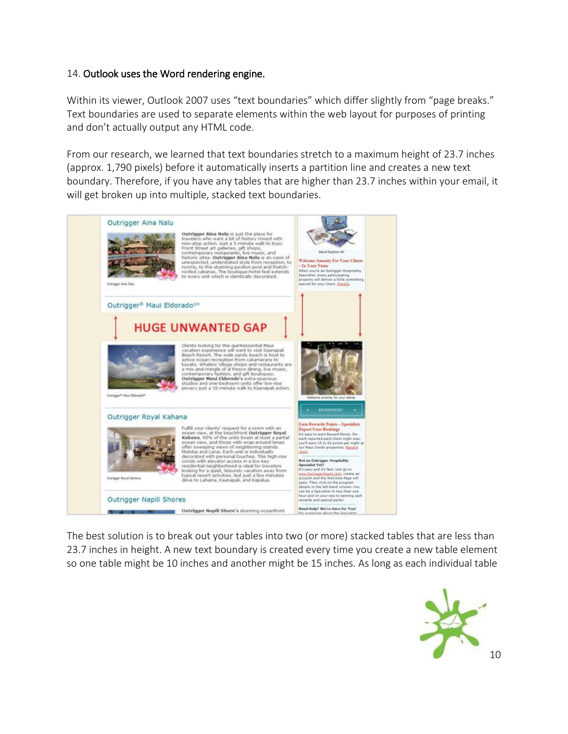14. Outlook uses the Word rendering engine.

Within its viewer, Outlook 2007 uses "text boundaries" which differ slightly from "page breaks." Text boundaries are used to separate elements within the web layout for purposes of printing and don't actually output any HTML code.

From our research, we learned that text boundaries stretch to a maximum height of 23.7 inches (approx. 1,790 pixels) before it automatically inserts a partition line and creates a new text boundary. Therefore, if you have any tables that are higher than 23.7 inches within your email, it will get broken up into multiple, stacked text boundaries.

The best solution is to break out your tables into two (or more) stacked tables that are less than 23.7 inches in height. A new text boundary is created every time you create a new table element so one table might be 10 inches and another might be 15 inches. As long as each individual table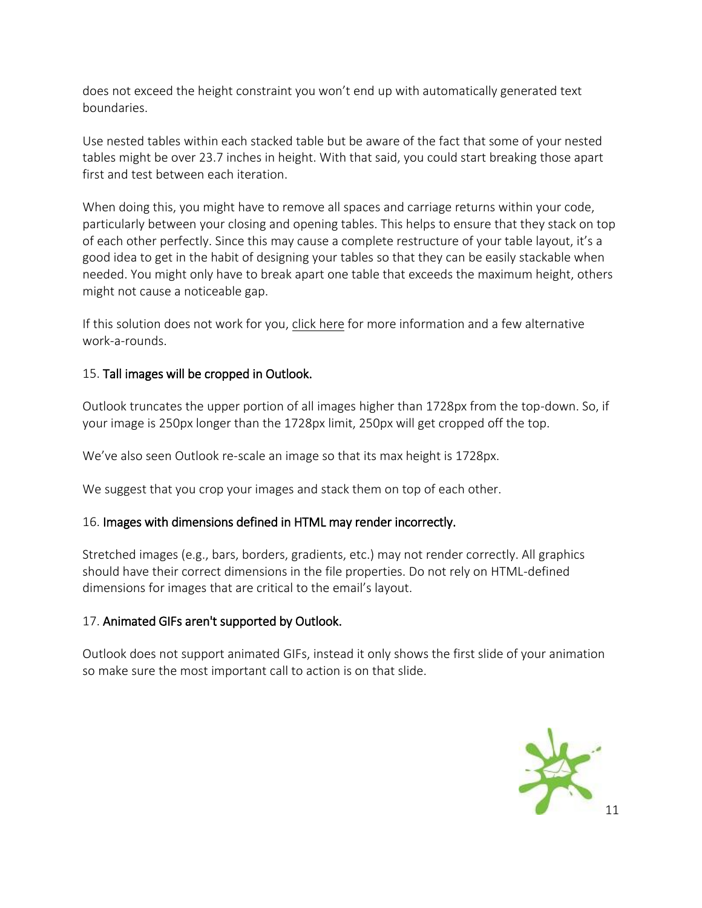does not exceed the height constraint you won't end up with automatically generated text boundaries.

Use nested tables within each stacked table but be aware of the fact that some of your nested tables might be over 23.7 inches in height. With that said, you could start breaking those apart first and test between each iteration.

When doing this, you might have to remove all spaces and carriage returns within your code, particularly between your closing and opening tables. This helps to ensure that they stack on top of each other perfectly. Since this may cause a complete restructure of your table layout, it's a good idea to get in the habit of designing your tables so that they can be easily stackable when needed. You might only have to break apart one table that exceeds the maximum height, others might not cause a noticeable gap.

If this solution does not work for you, click here for more information and a few alternative work-a-rounds.

15. Tall images will be cropped in Outlook.

Outlook truncates the upper portion of all images higher than 1728px from the top-down. So, if your image is 250px longer than the 1728px limit, 250px will get cropped off the top.

We've also seen Outlook re-scale an image so that its max height is 1728px.

We suggest that you crop your images and stack them on top of each other.

16. Images with dimensions defined in HTML may render incorrectly.

Stretched images (e.g., bars, borders, gradients, etc.) may not render correctly. All graphics should have their correct dimensions in the file properties. Do not rely on HTML-defined dimensions for images that are critical to the email's layout.

17. Animated GIFs aren't supported by Outlook.

Outlook does not support animated GIFs, instead it only shows the first slide of your animation so make sure the most important call to action is on that slide.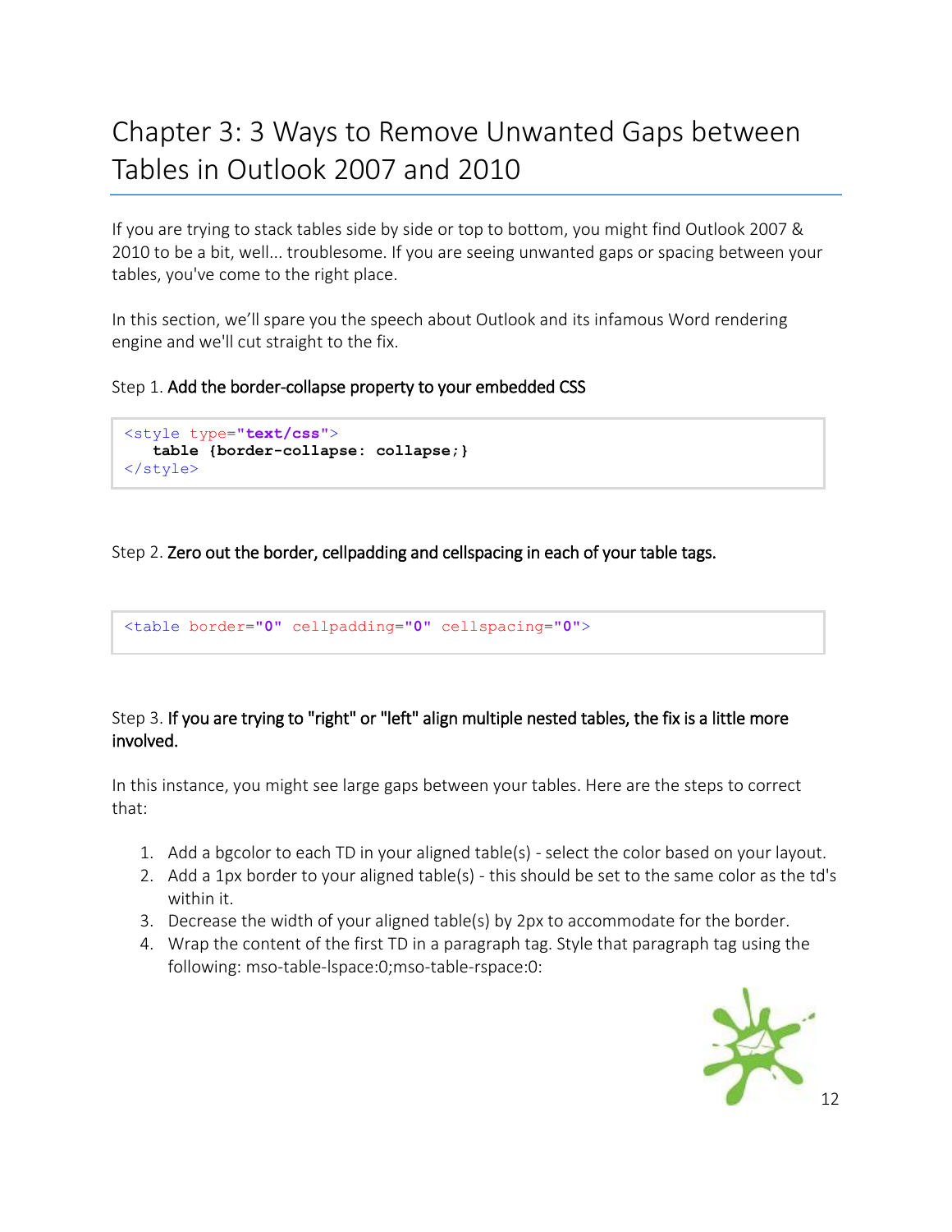# Chapter 3: 3 Ways to Remove Unwanted Gaps between Tables in Outlook 2007 and 2010

If you are trying to stack tables side by side or top to bottom, you might find Outlook 2007 & 2010 to be a bit, well... troublesome. If you are seeing unwanted gaps or spacing between your tables, you've come to the right place.

In this section, we'll spare you the speech about Outlook and its infamous Word rendering engine and we'll cut straight to the fix.

Step 1. **Add the border-collapse property to your embedded CSS**

```
<style type="text/css">
    table {border-collapse: collapse;}
</style>
```

Step 2. **Zero out the border, cellpadding and cellspacing in each of your table tags.**

```
<table border="0" cellpadding="0" cellspacing="0">
```

Step 3. **If you are trying to "right" or "left" align multiple nested tables, the fix is a little more involved.**

In this instance, you might see large gaps between your tables. Here are the steps to correct that:

1. Add a bgcolor to each TD in your aligned table(s) - select the color based on your layout.
2. Add a 1px border to your aligned table(s) - this should be set to the same color as the td's within it.
3. Decrease the width of your aligned table(s) by 2px to accommodate for the border.
4. Wrap the content of the first TD in a paragraph tag. Style that paragraph tag using the following: mso-table-lspace:0;mso-table-rspace:0: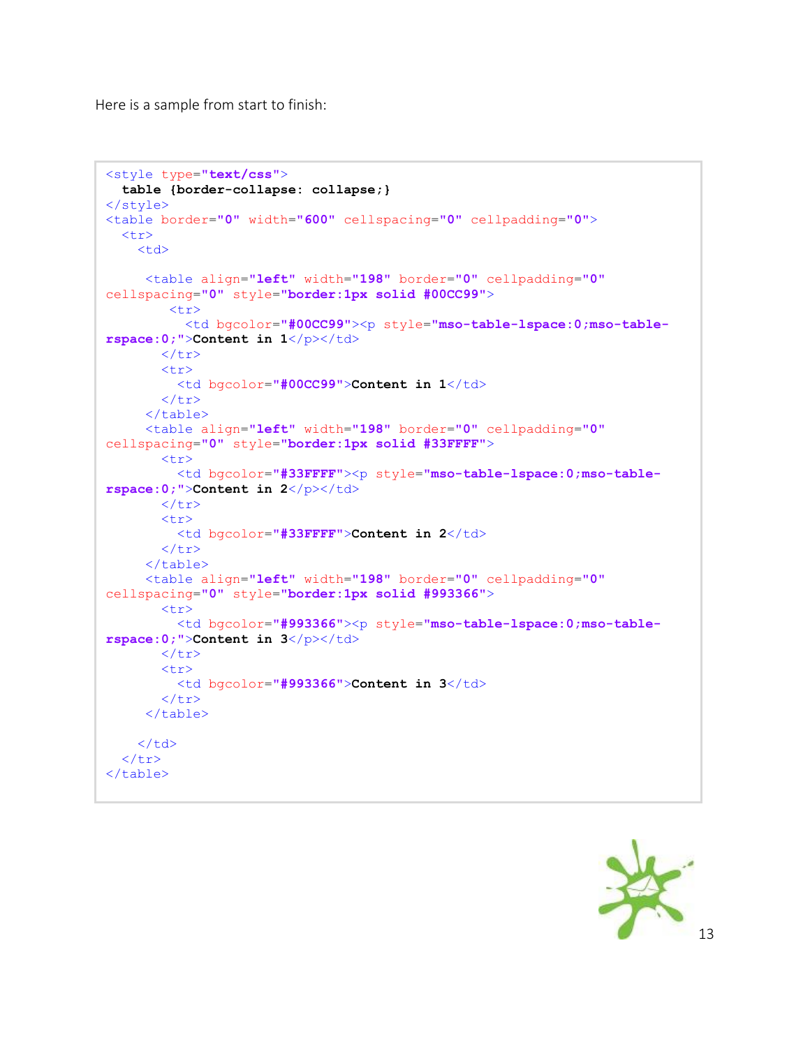Here is a sample from start to finish:

```
<style type="text/css">
  table {border-collapse: collapse;}
</style>
<table border="0" width="600" cellspacing="0" cellpadding="0">
  <tr>
    <td>

     <table align="left" width="198" border="0" cellpadding="0"
cellspacing="0" style="border:1px solid #00CC99">
        <tr>
          <td bgcolor="#00CC99"><p style="mso-table-lspace:0;mso-table-
rspace:0;">Content in 1</p></td>
        </tr>
        <tr>
          <td bgcolor="#00CC99">Content in 1</td>
        </tr>
     </table>
     <table align="left" width="198" border="0" cellpadding="0"
cellspacing="0" style="border:1px solid #33FFFF">
        <tr>
          <td bgcolor="#33FFFF"><p style="mso-table-lspace:0;mso-table-
rspace:0;">Content in 2</p></td>
        </tr>
        <tr>
          <td bgcolor="#33FFFF">Content in 2</td>
        </tr>
     </table>
     <table align="left" width="198" border="0" cellpadding="0"
cellspacing="0" style="border:1px solid #993366">
        <tr>
          <td bgcolor="#993366"><p style="mso-table-lspace:0;mso-table-
rspace:0;">Content in 3</p></td>
        </tr>
        <tr>
          <td bgcolor="#993366">Content in 3</td>
        </tr>
     </table>

    </td>
  </tr>
</table>
```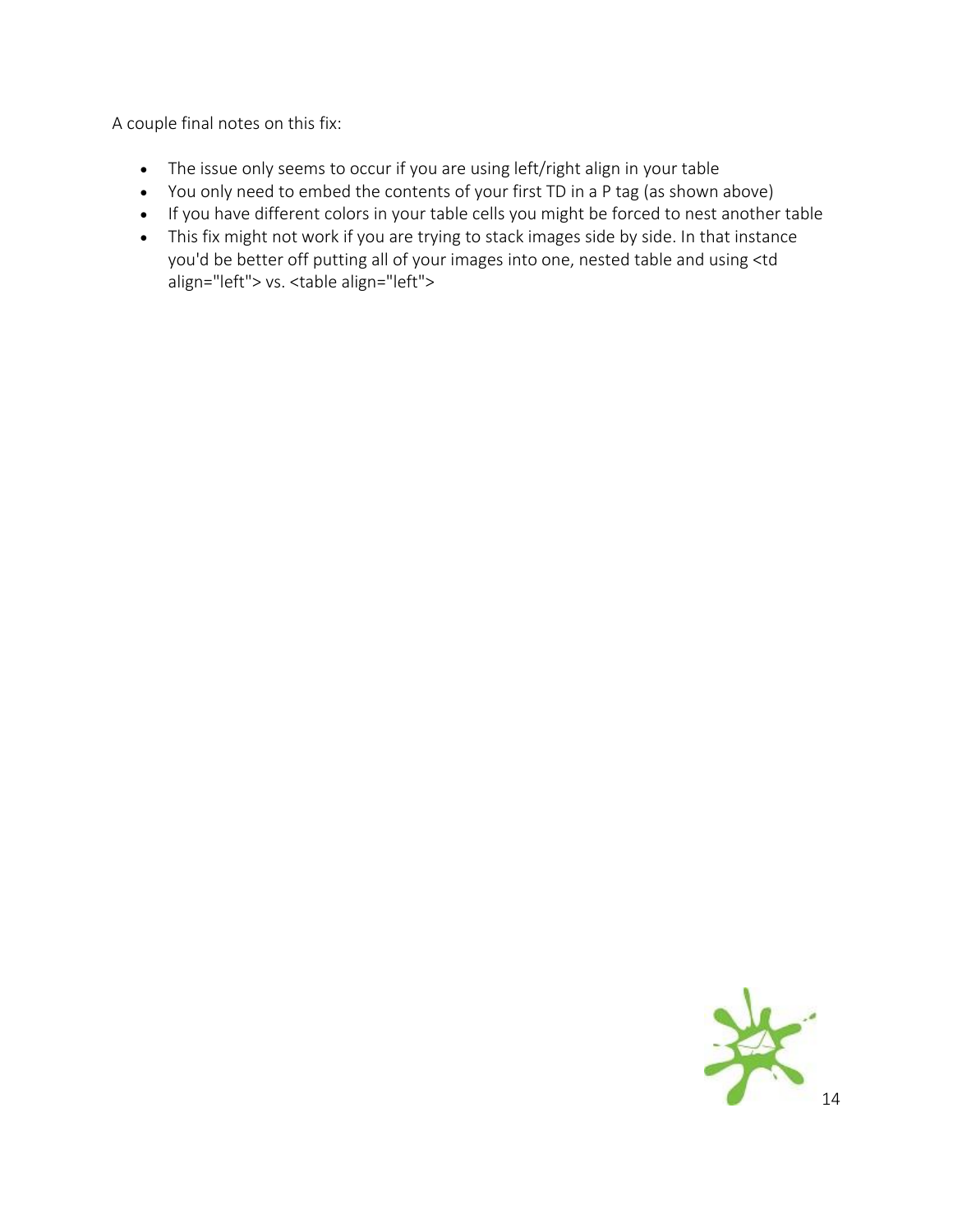A couple final notes on this fix:

- The issue only seems to occur if you are using left/right align in your table
- You only need to embed the contents of your first TD in a P tag (as shown above)
- If you have different colors in your table cells you might be forced to nest another table
- This fix might not work if you are trying to stack images side by side. In that instance you'd be better off putting all of your images into one, nested table and using <td align="left"> vs. <table align="left">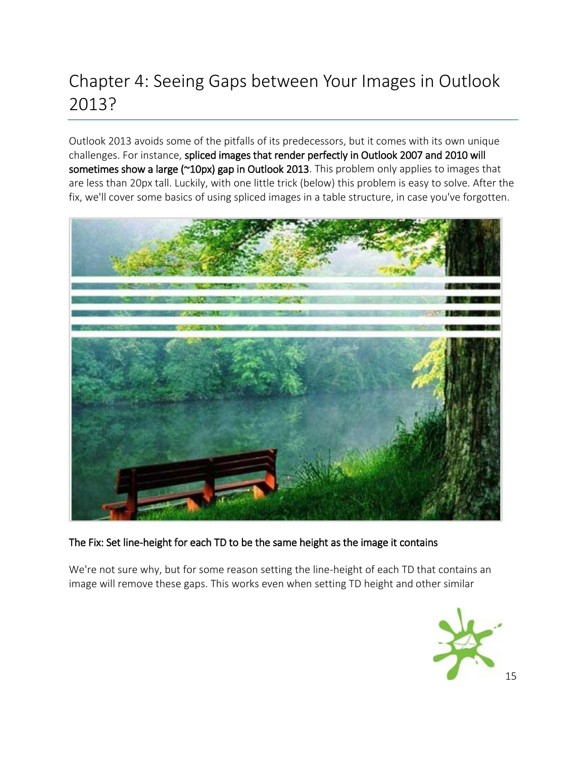# Chapter 4: Seeing Gaps between Your Images in Outlook 2013?

Outlook 2013 avoids some of the pitfalls of its predecessors, but it comes with its own unique challenges. For instance, **spliced images that render perfectly in Outlook 2007 and 2010 will sometimes show a large (~10px) gap in Outlook 2013**. This problem only applies to images that are less than 20px tall. Luckily, with one little trick (below) this problem is easy to solve. After the fix, we'll cover some basics of using spliced images in a table structure, in case you've forgotten.

**The Fix: Set line-height for each TD to be the same height as the image it contains**

We're not sure why, but for some reason setting the line-height of each TD that contains an image will remove these gaps. This works even when setting TD height and other similar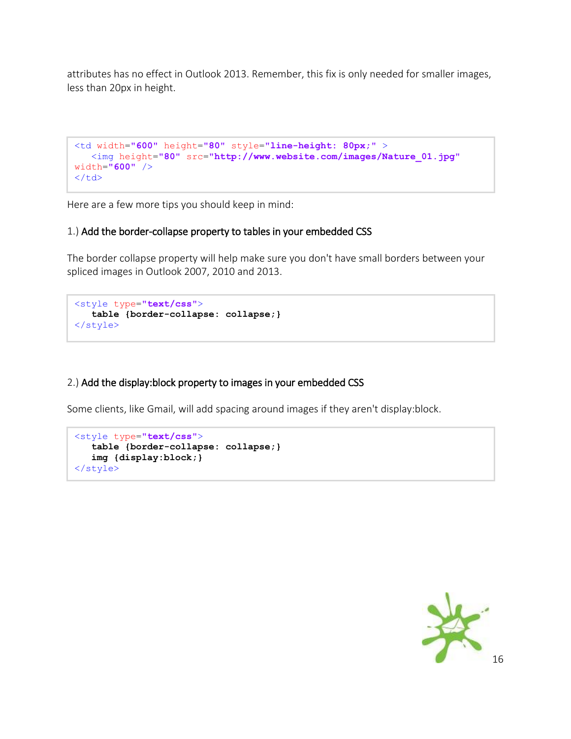attributes has no effect in Outlook 2013. Remember, this fix is only needed for smaller images, less than 20px in height.

```
<td width="600" height="80" style="line-height: 80px;" >
   <img height="80" src="http://www.website.com/images/Nature_01.jpg"
width="600" />
</td>
```

Here are a few more tips you should keep in mind:

### 1.) Add the border-collapse property to tables in your embedded CSS

The border collapse property will help make sure you don't have small borders between your spliced images in Outlook 2007, 2010 and 2013.

```
<style type="text/css">
   table {border-collapse: collapse;}
</style>
```

### 2.) Add the display:block property to images in your embedded CSS

Some clients, like Gmail, will add spacing around images if they aren't display:block.

```
<style type="text/css">
   table {border-collapse: collapse;}
   img {display:block;}
</style>
```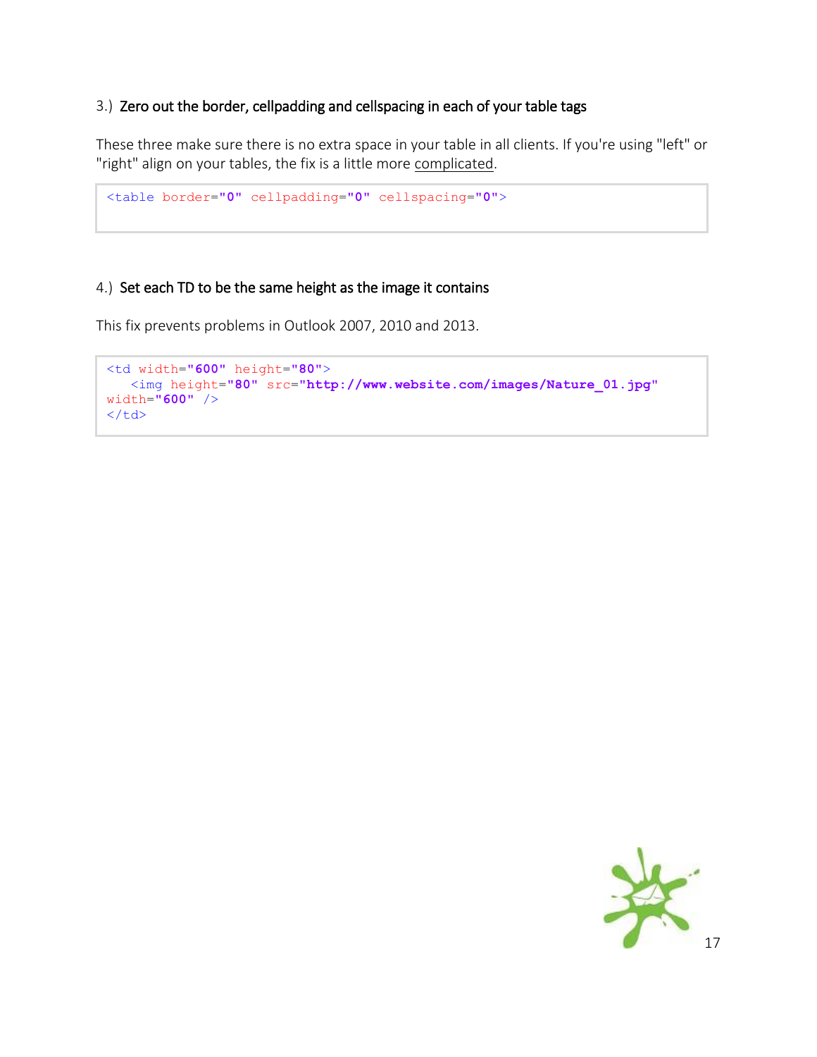### 3.) Zero out the border, cellpadding and cellspacing in each of your table tags

These three make sure there is no extra space in your table in all clients. If you're using "left" or "right" align on your tables, the fix is a little more complicated.

```
<table border="0" cellpadding="0" cellspacing="0">
```

### 4.) Set each TD to be the same height as the image it contains

This fix prevents problems in Outlook 2007, 2010 and 2013.

```
<td width="600" height="80">
   <img height="80" src="http://www.website.com/images/Nature_01.jpg"
width="600" />
</td>
```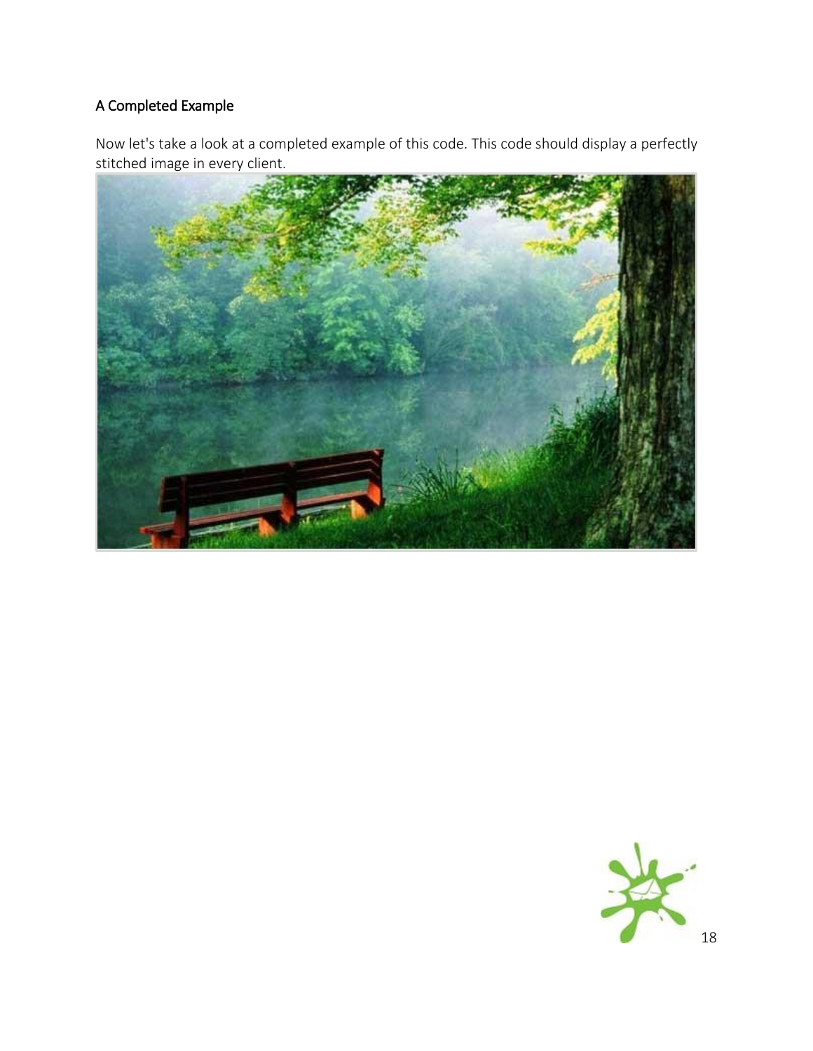## A Completed Example

Now let's take a look at a completed example of this code. This code should display a perfectly stitched image in every client.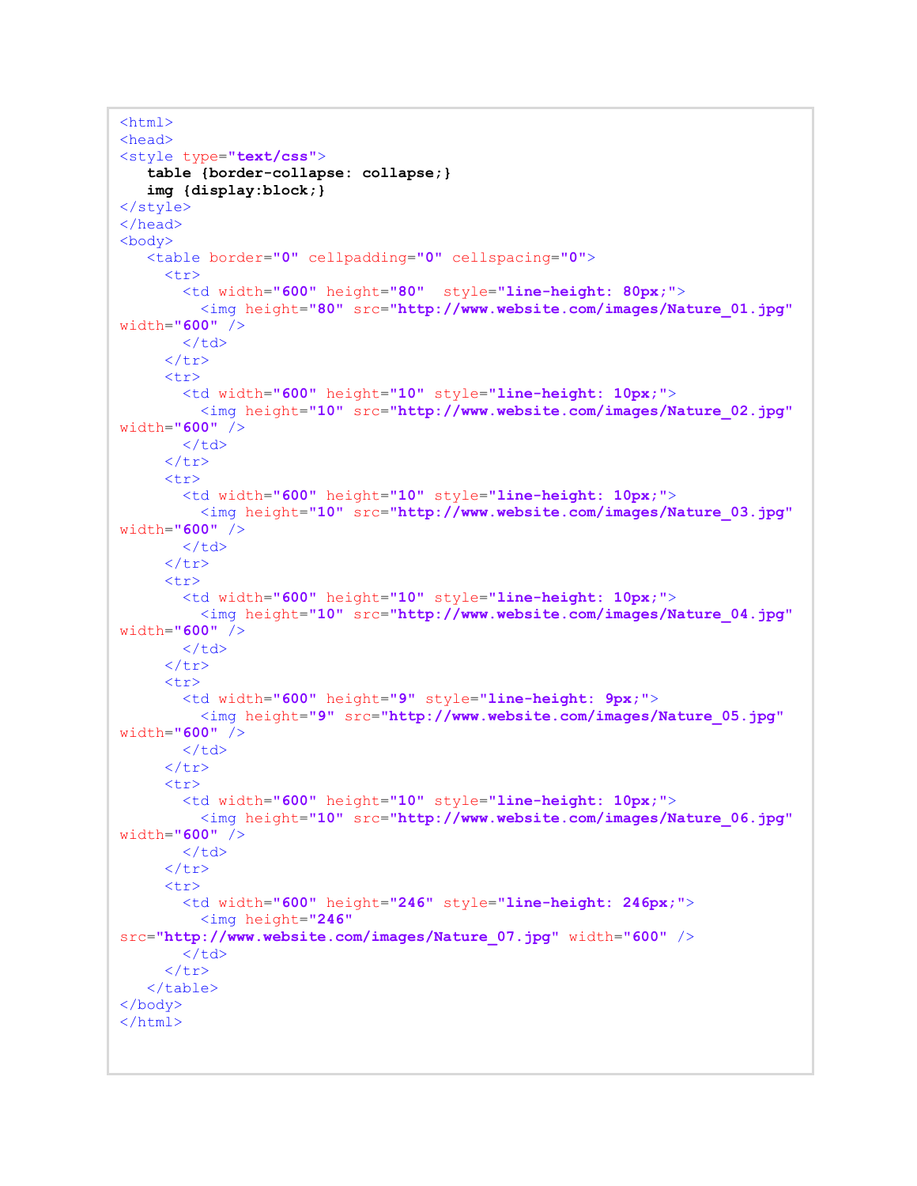```html
<html>
<head>
<style type="text/css">
   table {border-collapse: collapse;}
   img {display:block;}
</style>
</head>
<body>
   <table border="0" cellpadding="0" cellspacing="0">
     <tr>
       <td width="600" height="80"  style="line-height: 80px;">
         <img height="80" src="http://www.website.com/images/Nature_01.jpg"
width="600" />
       </td>
     </tr>
     <tr>
       <td width="600" height="10" style="line-height: 10px;">
         <img height="10" src="http://www.website.com/images/Nature_02.jpg"
width="600" />
       </td>
     </tr>
     <tr>
       <td width="600" height="10" style="line-height: 10px;">
         <img height="10" src="http://www.website.com/images/Nature_03.jpg"
width="600" />
       </td>
     </tr>
     <tr>
       <td width="600" height="10" style="line-height: 10px;">
         <img height="10" src="http://www.website.com/images/Nature_04.jpg"
width="600" />
       </td>
     </tr>
     <tr>
       <td width="600" height="9" style="line-height: 9px;">
         <img height="9" src="http://www.website.com/images/Nature_05.jpg"
width="600" />
       </td>
     </tr>
     <tr>
       <td width="600" height="10" style="line-height: 10px;">
         <img height="10" src="http://www.website.com/images/Nature_06.jpg"
width="600" />
       </td>
     </tr>
     <tr>
       <td width="600" height="246" style="line-height: 246px;">
         <img height="246"
src="http://www.website.com/images/Nature_07.jpg" width="600" />
       </td>
     </tr>
   </table>
</body>
</html>
```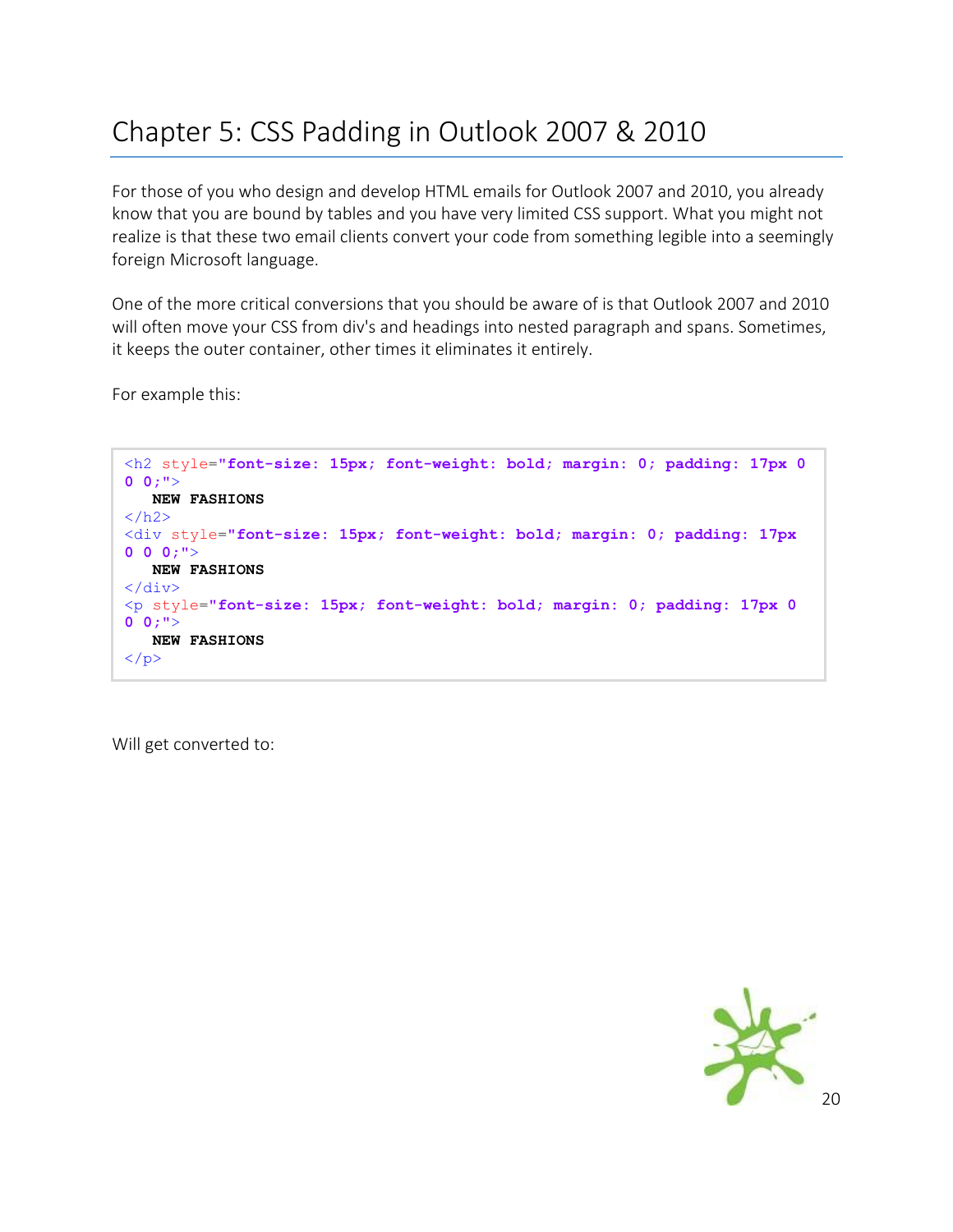# Chapter 5: CSS Padding in Outlook 2007 & 2010

For those of you who design and develop HTML emails for Outlook 2007 and 2010, you already know that you are bound by tables and you have very limited CSS support. What you might not realize is that these two email clients convert your code from something legible into a seemingly foreign Microsoft language.

One of the more critical conversions that you should be aware of is that Outlook 2007 and 2010 will often move your CSS from div's and headings into nested paragraph and spans. Sometimes, it keeps the outer container, other times it eliminates it entirely.

For example this:

```
<h2 style="font-size: 15px; font-weight: bold; margin: 0; padding: 17px 0 0 0;">
   NEW FASHIONS
</h2>
<div style="font-size: 15px; font-weight: bold; margin: 0; padding: 17px 0 0 0;">
   NEW FASHIONS
</div>
<p style="font-size: 15px; font-weight: bold; margin: 0; padding: 17px 0 0 0;">
   NEW FASHIONS
</p>
```

Will get converted to: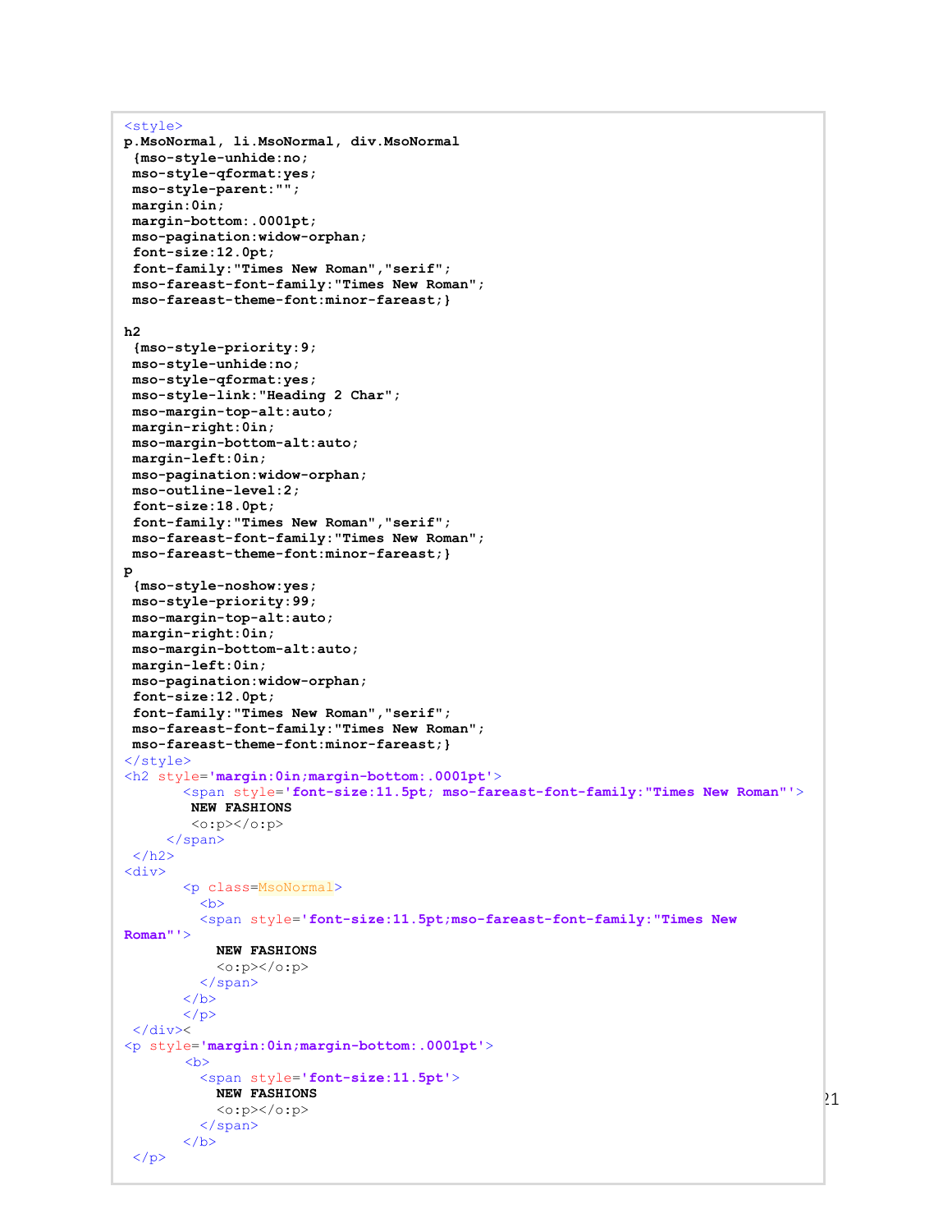```html
<style>
p.MsoNormal, li.MsoNormal, div.MsoNormal
 {mso-style-unhide:no;
 mso-style-qformat:yes;
 mso-style-parent:"";
 margin:0in;
 margin-bottom:.0001pt;
 mso-pagination:widow-orphan;
 font-size:12.0pt;
 font-family:"Times New Roman","serif";
 mso-fareast-font-family:"Times New Roman";
 mso-fareast-theme-font:minor-fareast;}

h2
 {mso-style-priority:9;
 mso-style-unhide:no;
 mso-style-qformat:yes;
 mso-style-link:"Heading 2 Char";
 mso-margin-top-alt:auto;
 margin-right:0in;
 mso-margin-bottom-alt:auto;
 margin-left:0in;
 mso-pagination:widow-orphan;
 mso-outline-level:2;
 font-size:18.0pt;
 font-family:"Times New Roman","serif";
 mso-fareast-font-family:"Times New Roman";
 mso-fareast-theme-font:minor-fareast;}
p
 {mso-style-noshow:yes;
 mso-style-priority:99;
 mso-margin-top-alt:auto;
 margin-right:0in;
 mso-margin-bottom-alt:auto;
 margin-left:0in;
 mso-pagination:widow-orphan;
 font-size:12.0pt;
 font-family:"Times New Roman","serif";
 mso-fareast-font-family:"Times New Roman";
 mso-fareast-theme-font:minor-fareast;}
</style>
<h2 style='margin:0in;margin-bottom:.0001pt'>
       <span style='font-size:11.5pt; mso-fareast-font-family:"Times New Roman"'>
        NEW FASHIONS
        <o:p></o:p>
     </span>
 </h2>
<div>
       <p class=MsoNormal>
         <b>
         <span style='font-size:11.5pt;mso-fareast-font-family:"Times New
Roman"'>
           NEW FASHIONS
           <o:p></o:p>
         </span>
       </b>
       </p>
 </div><
<p style='margin:0in;margin-bottom:.0001pt'>
       <b>
         <span style='font-size:11.5pt'>
           NEW FASHIONS
           <o:p></o:p>
         </span>
       </b>
 </p>
```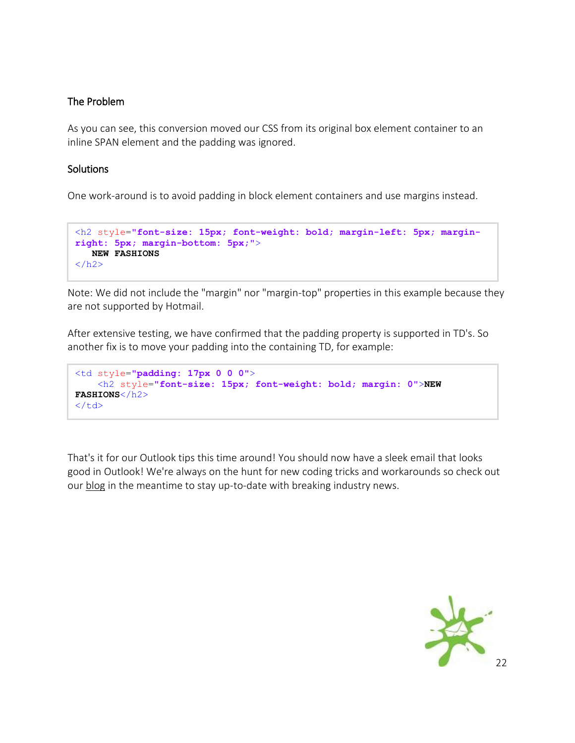### The Problem

As you can see, this conversion moved our CSS from its original box element container to an inline SPAN element and the padding was ignored.

### Solutions

One work-around is to avoid padding in block element containers and use margins instead.

```
<h2 style="font-size: 15px; font-weight: bold; margin-left: 5px; margin-
right: 5px; margin-bottom: 5px;">
   NEW FASHIONS
</h2>
```

Note: We did not include the "margin" nor "margin-top" properties in this example because they are not supported by Hotmail.

After extensive testing, we have confirmed that the padding property is supported in TD's. So another fix is to move your padding into the containing TD, for example:

```
<td style="padding: 17px 0 0 0">
    <h2 style="font-size: 15px; font-weight: bold; margin: 0">NEW
FASHIONS</h2>
</td>
```

That's it for our Outlook tips this time around! You should now have a sleek email that looks good in Outlook! We're always on the hunt for new coding tricks and workarounds so check out our blog in the meantime to stay up-to-date with breaking industry news.